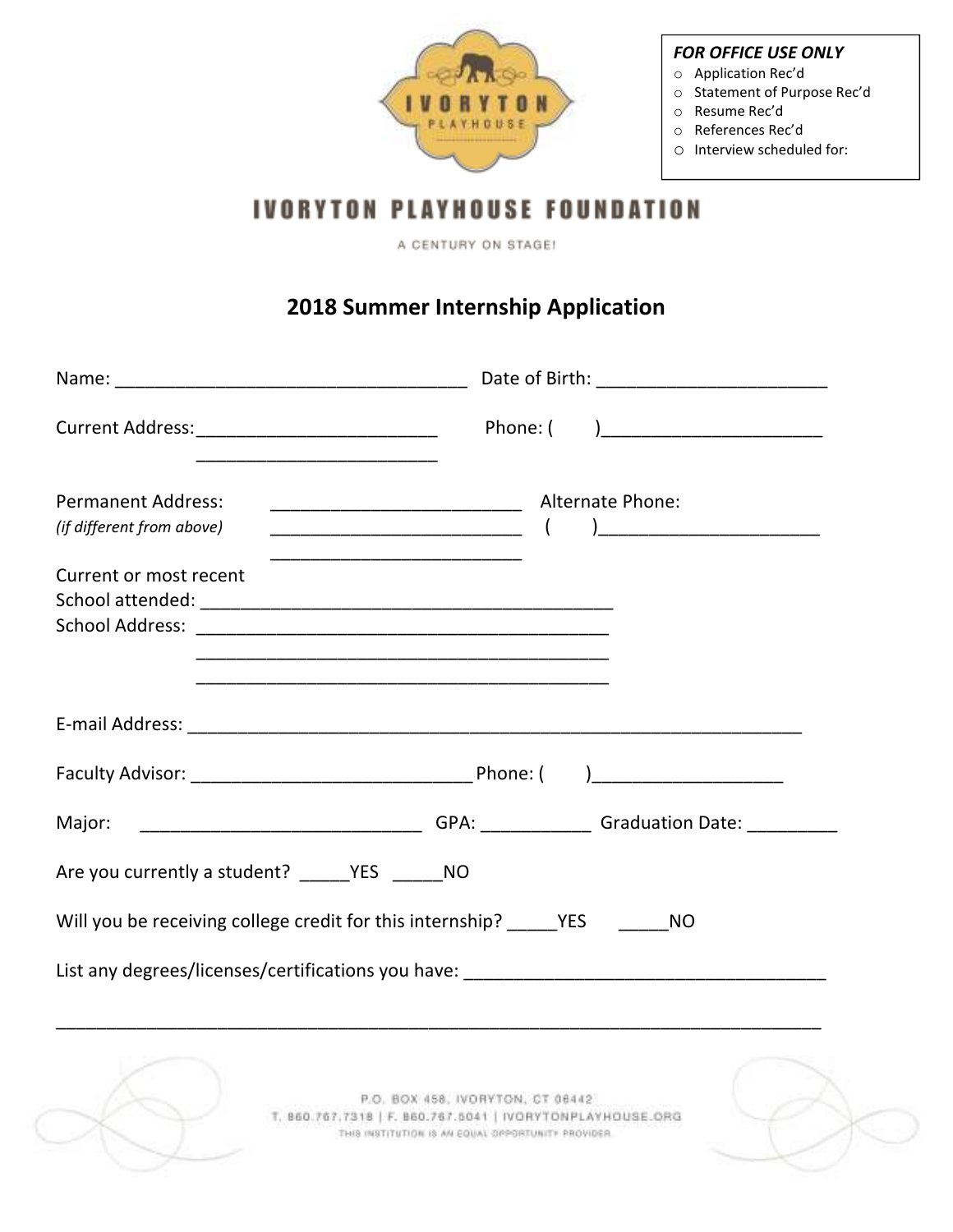IVORYTON PLAYHOUSE

**FOR OFFICE USE ONLY**

- Application Rec'd
- Statement of Purpose Rec'd
- Resume Rec'd
- References Rec'd
- Interview scheduled for:

# IVORYTON PLAYHOUSE FOUNDATION

A CENTURY ON STAGE!

## 2018 Summer Internship Application

Name: ___________________________________ Date of Birth: _______________________

Current Address:________________________ Phone: (    )______________________
________________________

Permanent Address: ________________________ Alternate Phone:
*(if different from above)* ________________________ (    )______________________
________________________

Current or most recent
School attended: _________________________________________
School Address: _________________________________________
_________________________________________
_________________________________________

E-mail Address: _____________________________________________________________

Faculty Advisor: ____________________________ Phone: (    )___________________

Major: ____________________________ GPA: ___________ Graduation Date: _________

Are you currently a student? _____YES _____NO

Will you be receiving college credit for this internship? _____YES _____NO

List any degrees/licenses/certifications you have: ____________________________________

_____________________________________________________________________________

P.O. BOX 458, IVORYTON, CT 06442
T. 860.767.7318 | F. 860.767.5041 | IVORYTONPLAYHOUSE.ORG
THIS INSTITUTION IS AN EQUAL OPPORTUNITY PROVIDER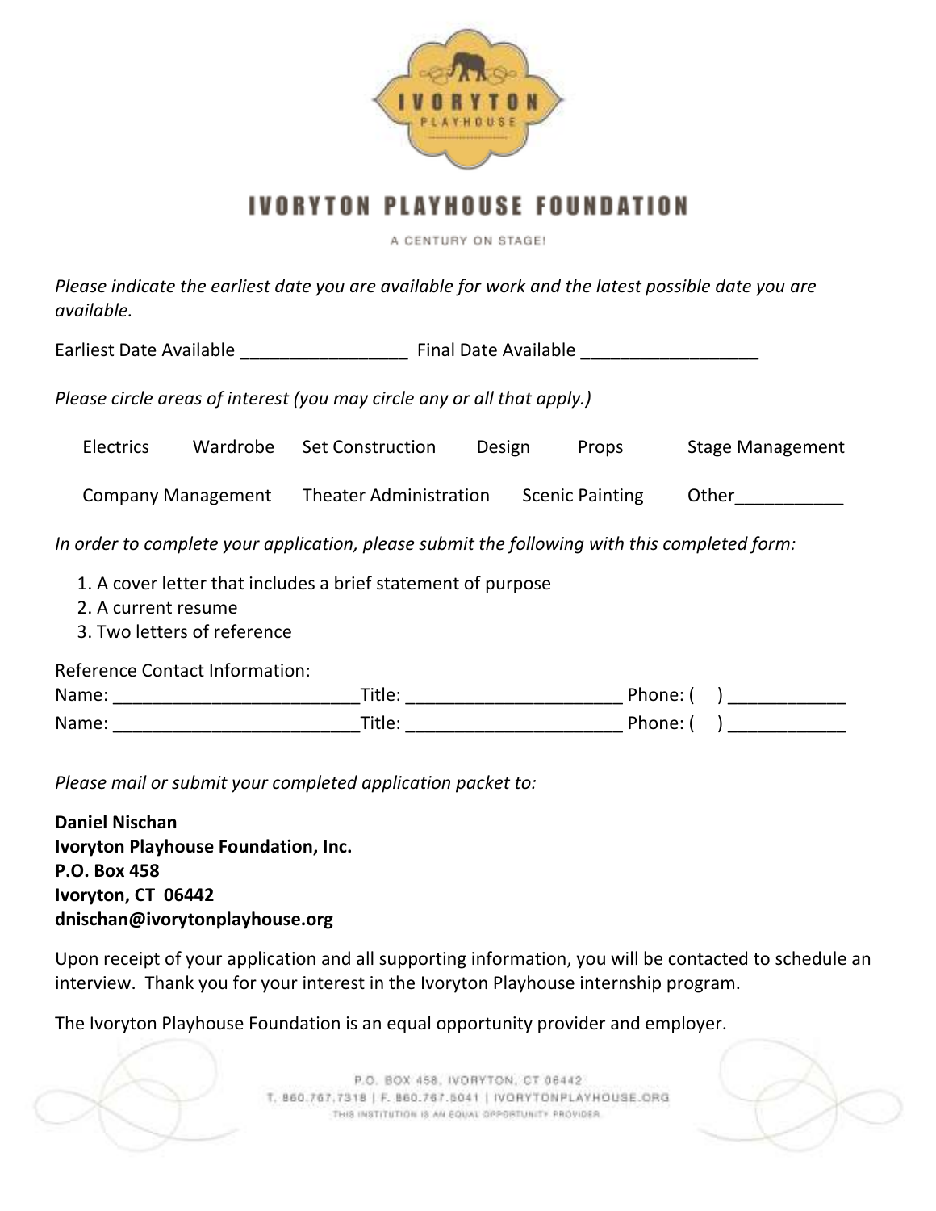# IVORYTON PLAYHOUSE FOUNDATION

A CENTURY ON STAGE!

*Please indicate the earliest date you are available for work and the latest possible date you are available.*

Earliest Date Available ________________ Final Date Available _________________

*Please circle areas of interest (you may circle any or all that apply.)*

Electrics Wardrobe Set Construction Design Props Stage Management

Company Management Theater Administration Scenic Painting Other___________

*In order to complete your application, please submit the following with this completed form:*

1. A cover letter that includes a brief statement of purpose
2. A current resume
3. Two letters of reference

Reference Contact Information:

Name: ________________________Title: ____________________ Phone: ( ) ___________

Name: ________________________Title: ____________________ Phone: ( ) ___________

*Please mail or submit your completed application packet to:*

**Daniel Nischan**
**Ivoryton Playhouse Foundation, Inc.**
**P.O. Box 458**
**Ivoryton, CT 06442**
**dnischan@ivorytonplayhouse.org**

Upon receipt of your application and all supporting information, you will be contacted to schedule an interview. Thank you for your interest in the Ivoryton Playhouse internship program.

The Ivoryton Playhouse Foundation is an equal opportunity provider and employer.

P.O. BOX 458, IVORYTON, CT 06442
T. 860.767.7318 | F. 860.767.5041 | IVORYTONPLAYHOUSE.ORG
THIS INSTITUTION IS AN EQUAL OPPORTUNITY PROVIDER.